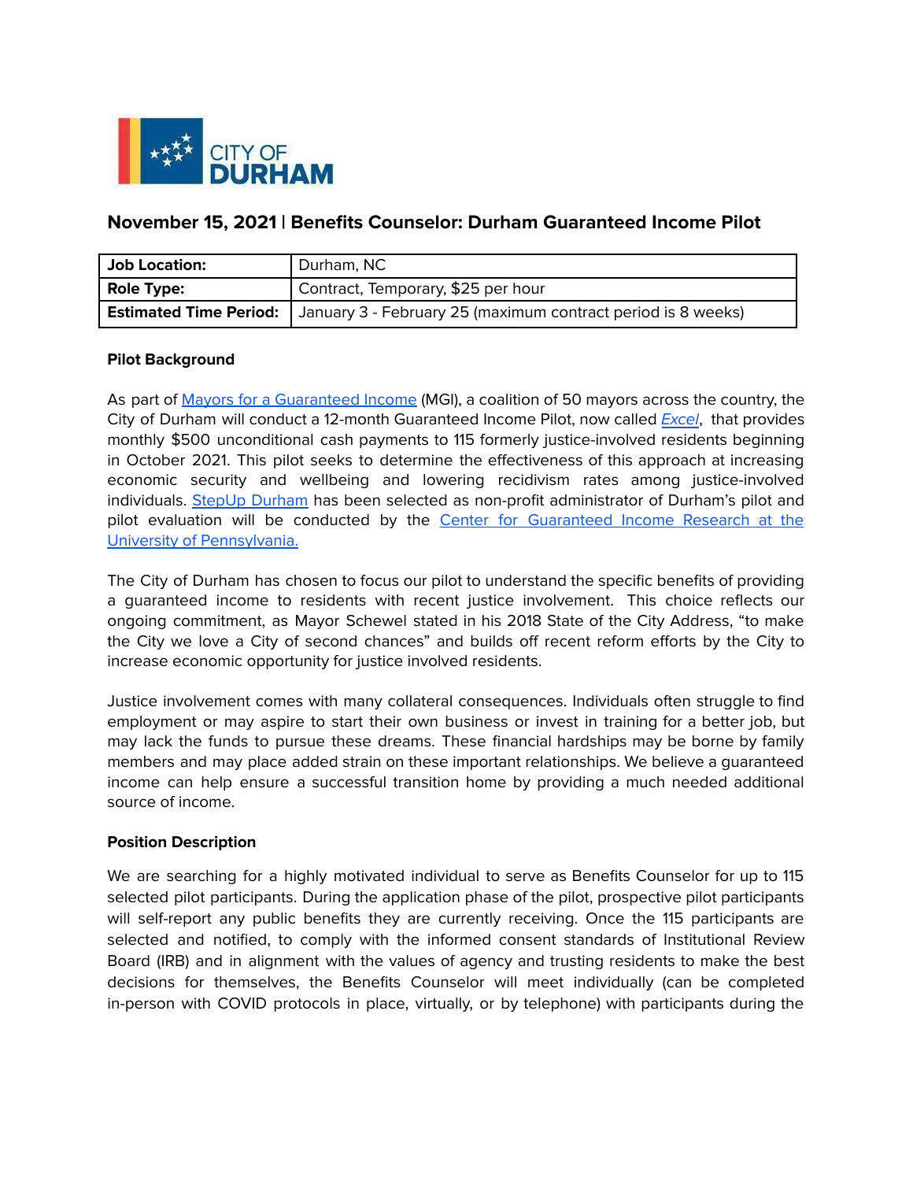## November 15, 2021 | Benefits Counselor: Durham Guaranteed Income Pilot

| **Job Location:** | Durham, NC |
| --- | --- |
| **Role Type:** | Contract, Temporary, $25 per hour |
| **Estimated Time Period:** | January 3 - February 25 (maximum contract period is 8 weeks) |

**Pilot Background**

As part of Mayors for a Guaranteed Income (MGI), a coalition of 50 mayors across the country, the City of Durham will conduct a 12-month Guaranteed Income Pilot, now called *Excel*, that provides monthly $500 unconditional cash payments to 115 formerly justice-involved residents beginning in October 2021. This pilot seeks to determine the effectiveness of this approach at increasing economic security and wellbeing and lowering recidivism rates among justice-involved individuals. StepUp Durham has been selected as non-profit administrator of Durham's pilot and pilot evaluation will be conducted by the Center for Guaranteed Income Research at the University of Pennsylvania.

The City of Durham has chosen to focus our pilot to understand the specific benefits of providing a guaranteed income to residents with recent justice involvement. This choice reflects our ongoing commitment, as Mayor Schewel stated in his 2018 State of the City Address, "to make the City we love a City of second chances" and builds off recent reform efforts by the City to increase economic opportunity for justice involved residents.

Justice involvement comes with many collateral consequences. Individuals often struggle to find employment or may aspire to start their own business or invest in training for a better job, but may lack the funds to pursue these dreams. These financial hardships may be borne by family members and may place added strain on these important relationships. We believe a guaranteed income can help ensure a successful transition home by providing a much needed additional source of income.

**Position Description**

We are searching for a highly motivated individual to serve as Benefits Counselor for up to 115 selected pilot participants. During the application phase of the pilot, prospective pilot participants will self-report any public benefits they are currently receiving. Once the 115 participants are selected and notified, to comply with the informed consent standards of Institutional Review Board (IRB) and in alignment with the values of agency and trusting residents to make the best decisions for themselves, the Benefits Counselor will meet individually (can be completed in-person with COVID protocols in place, virtually, or by telephone) with participants during the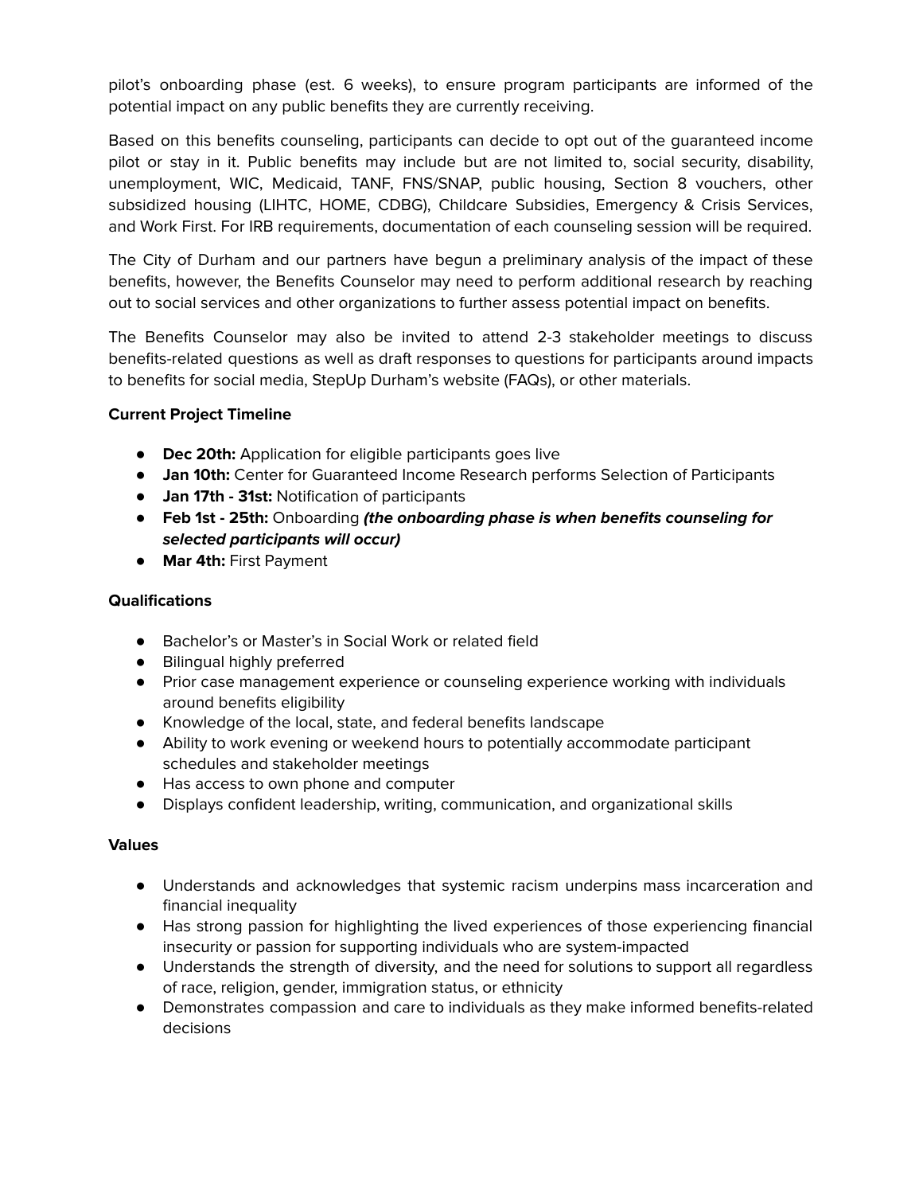pilot's onboarding phase (est. 6 weeks), to ensure program participants are informed of the potential impact on any public benefits they are currently receiving.

Based on this benefits counseling, participants can decide to opt out of the guaranteed income pilot or stay in it. Public benefits may include but are not limited to, social security, disability, unemployment, WIC, Medicaid, TANF, FNS/SNAP, public housing, Section 8 vouchers, other subsidized housing (LIHTC, HOME, CDBG), Childcare Subsidies, Emergency & Crisis Services, and Work First. For IRB requirements, documentation of each counseling session will be required.

The City of Durham and our partners have begun a preliminary analysis of the impact of these benefits, however, the Benefits Counselor may need to perform additional research by reaching out to social services and other organizations to further assess potential impact on benefits.

The Benefits Counselor may also be invited to attend 2-3 stakeholder meetings to discuss benefits-related questions as well as draft responses to questions for participants around impacts to benefits for social media, StepUp Durham's website (FAQs), or other materials.

**Current Project Timeline**

- **Dec 20th:** Application for eligible participants goes live
- **Jan 10th:** Center for Guaranteed Income Research performs Selection of Participants
- **Jan 17th - 31st:** Notification of participants
- **Feb 1st - 25th:** Onboarding ***(the onboarding phase is when benefits counseling for selected participants will occur)***
- **Mar 4th:** First Payment

**Qualifications**

- Bachelor's or Master's in Social Work or related field
- Bilingual highly preferred
- Prior case management experience or counseling experience working with individuals around benefits eligibility
- Knowledge of the local, state, and federal benefits landscape
- Ability to work evening or weekend hours to potentially accommodate participant schedules and stakeholder meetings
- Has access to own phone and computer
- Displays confident leadership, writing, communication, and organizational skills

**Values**

- Understands and acknowledges that systemic racism underpins mass incarceration and financial inequality
- Has strong passion for highlighting the lived experiences of those experiencing financial insecurity or passion for supporting individuals who are system-impacted
- Understands the strength of diversity, and the need for solutions to support all regardless of race, religion, gender, immigration status, or ethnicity
- Demonstrates compassion and care to individuals as they make informed benefits-related decisions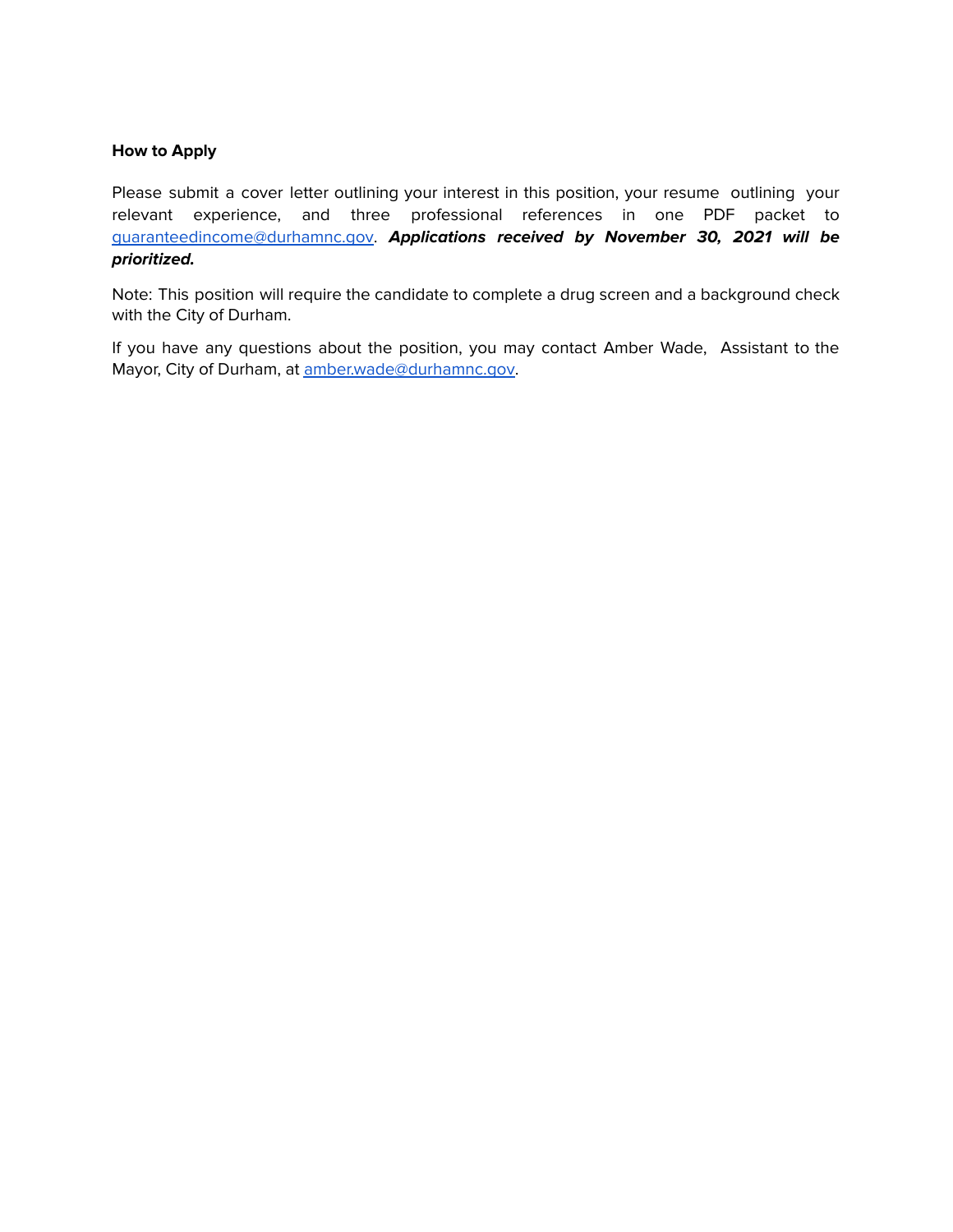**How to Apply**

Please submit a cover letter outlining your interest in this position, your resume outlining your relevant experience, and three professional references in one PDF packet to guaranteedincome@durhamnc.gov. ***Applications received by November 30, 2021 will be prioritized.***

Note: This position will require the candidate to complete a drug screen and a background check with the City of Durham.

If you have any questions about the position, you may contact Amber Wade, Assistant to the Mayor, City of Durham, at amber.wade@durhamnc.gov.